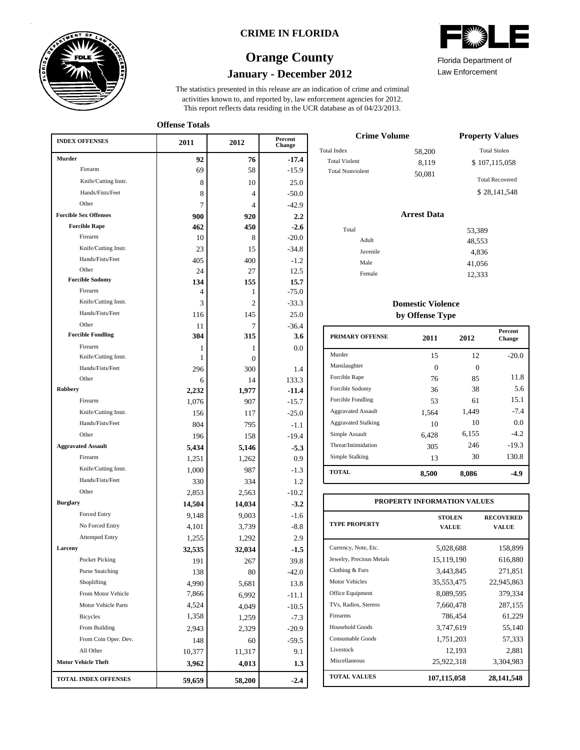# CRIME IN FLORIDA

## Orange County

### January - December 2012

FDLE

Florida Department of Law Enforcement

The statistics presented in this release are an indication of crime and criminal activities known to, and reported by, law enforcement agencies for 2012. This report reflects data residing in the UCR database as of 04/23/2013.

**Offense Totals**

| INDEX OFFENSES | 2011 | 2012 | Percent Change |
|---|---|---|---|
| **Murder** | **92** | **76** | **-17.4** |
| Firearm | 69 | 58 | -15.9 |
| Knife/Cutting Instr. | 8 | 10 | 25.0 |
| Hands/Fists/Feet | 8 | 4 | -50.0 |
| Other | 7 | 4 | -42.9 |
| **Forcible Sex Offenses** | **900** | **920** | **2.2** |
| **Forcible Rape** | **462** | **450** | **-2.6** |
| Firearm | 10 | 8 | -20.0 |
| Knife/Cutting Instr. | 23 | 15 | -34.8 |
| Hands/Fists/Feet | 405 | 400 | -1.2 |
| Other | 24 | 27 | 12.5 |
| **Forcible Sodomy** | **134** | **155** | **15.7** |
| Firearm | 4 | 1 | -75.0 |
| Knife/Cutting Instr. | 3 | 2 | -33.3 |
| Hands/Fists/Feet | 116 | 145 | 25.0 |
| Other | 11 | 7 | -36.4 |
| **Forcible Fondling** | **304** | **315** | **3.6** |
| Firearm | 1 | 1 | 0.0 |
| Knife/Cutting Instr. | 1 | 0 | |
| Hands/Fists/Feet | 296 | 300 | 1.4 |
| Other | 6 | 14 | 133.3 |
| **Robbery** | **2,232** | **1,977** | **-11.4** |
| Firearm | 1,076 | 907 | -15.7 |
| Knife/Cutting Instr. | 156 | 117 | -25.0 |
| Hands/Fists/Feet | 804 | 795 | -1.1 |
| Other | 196 | 158 | -19.4 |
| **Aggravated Assault** | **5,434** | **5,146** | **-5.3** |
| Firearm | 1,251 | 1,262 | 0.9 |
| Knife/Cutting Instr. | 1,000 | 987 | -1.3 |
| Hands/Fists/Feet | 330 | 334 | 1.2 |
| Other | 2,853 | 2,563 | -10.2 |
| **Burglary** | **14,504** | **14,034** | **-3.2** |
| Forced Entry | 9,148 | 9,003 | -1.6 |
| No Forced Entry | 4,101 | 3,739 | -8.8 |
| Attemped Entry | 1,255 | 1,292 | 2.9 |
| **Larceny** | **32,535** | **32,034** | **-1.5** |
| Pocket Picking | 191 | 267 | 39.8 |
| Purse Snatching | 138 | 80 | -42.0 |
| Shoplifting | 4,990 | 5,681 | 13.8 |
| From Motor Vehicle | 7,866 | 6,992 | -11.1 |
| Motor Vehicle Parts | 4,524 | 4,049 | -10.5 |
| Bicycles | 1,358 | 1,259 | -7.3 |
| From Building | 2,943 | 2,329 | -20.9 |
| From Coin Oper. Dev. | 148 | 60 | -59.5 |
| All Other | 10,377 | 11,317 | 9.1 |
| **Motor Vehicle Theft** | **3,962** | **4,013** | **1.3** |
| **TOTAL INDEX OFFENSES** | **59,659** | **58,200** | **-2.4** |

**Crime Volume**

| | |
|---|---|
| Total Index | 58,200 |
| Total Violent | 8,119 |
| Total Nonviolent | 50,081 |

**Property Values**

| | |
|---|---|
| Total Stolen | $ 107,115,058 |
| Total Recovered | $ 28,141,548 |

**Arrest Data**

| | |
|---|---|
| Total | 53,389 |
| Adult | 48,553 |
| Juvenile | 4,836 |
| Male | 41,056 |
| Female | 12,333 |

**Domestic Violence by Offense Type**

| PRIMARY OFFENSE | 2011 | 2012 | Percent Change |
|---|---|---|---|
| Murder | 15 | 12 | -20.0 |
| Manslaughter | 0 | 0 | |
| Forcible Rape | 76 | 85 | 11.8 |
| Forcible Sodomy | 36 | 38 | 5.6 |
| Forcible Fondling | 53 | 61 | 15.1 |
| Aggravated Assault | 1,564 | 1,449 | -7.4 |
| Aggravated Stalking | 10 | 10 | 0.0 |
| Simple Assault | 6,428 | 6,155 | -4.2 |
| Threat/Intimidation | 305 | 246 | -19.3 |
| Simple Stalking | 13 | 30 | 130.8 |
| **TOTAL** | **8,500** | **8,086** | **-4.9** |

**PROPERTY INFORMATION VALUES**

| TYPE PROPERTY | STOLEN VALUE | RECOVERED VALUE |
|---|---|---|
| Currency, Note, Etc. | 5,028,688 | 158,899 |
| Jewelry, Precious Metals | 15,119,190 | 616,880 |
| Clothing & Furs | 3,443,845 | 271,851 |
| Motor Vehicles | 35,553,475 | 22,945,863 |
| Office Equipment | 8,089,595 | 379,334 |
| TVs, Radios, Stereos | 7,660,478 | 287,155 |
| Firearms | 786,454 | 61,229 |
| Household Goods | 3,747,619 | 55,140 |
| Consumable Goods | 1,751,203 | 57,333 |
| Livestock | 12,193 | 2,881 |
| Miscellaneous | 25,922,318 | 3,304,983 |
| **TOTAL VALUES** | **107,115,058** | **28,141,548** |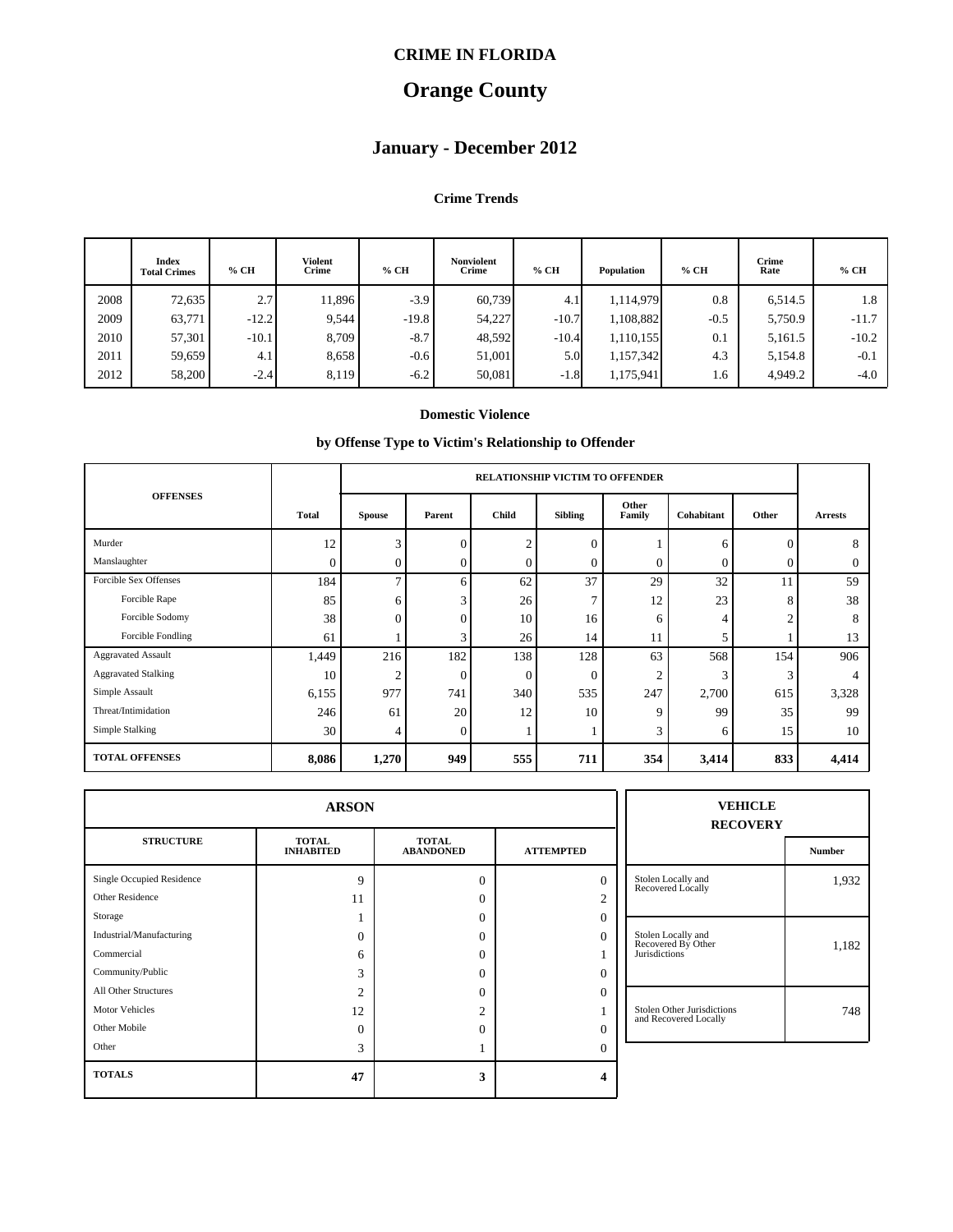**CRIME IN FLORIDA**

# Orange County

## January - December 2012

### Crime Trends

| | Index Total Crimes | % CH | Violent Crime | % CH | Nonviolent Crime | % CH | Population | % CH | Crime Rate | % CH |
|---|---|---|---|---|---|---|---|---|---|---|
| 2008 | 72,635 | 2.7 | 11,896 | -3.9 | 60,739 | 4.1 | 1,114,979 | 0.8 | 6,514.5 | 1.8 |
| 2009 | 63,771 | -12.2 | 9,544 | -19.8 | 54,227 | -10.7 | 1,108,882 | -0.5 | 5,750.9 | -11.7 |
| 2010 | 57,301 | -10.1 | 8,709 | -8.7 | 48,592 | -10.4 | 1,110,155 | 0.1 | 5,161.5 | -10.2 |
| 2011 | 59,659 | 4.1 | 8,658 | -0.6 | 51,001 | 5.0 | 1,157,342 | 4.3 | 5,154.8 | -0.1 |
| 2012 | 58,200 | -2.4 | 8,119 | -6.2 | 50,081 | -1.8 | 1,175,941 | 1.6 | 4,949.2 | -4.0 |

### Domestic Violence

### by Offense Type to Victim's Relationship to Offender

| OFFENSES | Total | RELATIONSHIP VICTIM TO OFFENDER | | | | | | | Arrests |
|---|---|---|---|---|---|---|---|---|---|
| | | Spouse | Parent | Child | Sibling | Other Family | Cohabitant | Other | |
| Murder | 12 | 3 | 0 | 2 | 0 | 1 | 6 | 0 | 8 |
| Manslaughter | 0 | 0 | 0 | 0 | 0 | 0 | 0 | 0 | 0 |
| Forcible Sex Offenses | 184 | 7 | 6 | 62 | 37 | 29 | 32 | 11 | 59 |
| Forcible Rape | 85 | 6 | 3 | 26 | 7 | 12 | 23 | 8 | 38 |
| Forcible Sodomy | 38 | 0 | 0 | 10 | 16 | 6 | 4 | 2 | 8 |
| Forcible Fondling | 61 | 1 | 3 | 26 | 14 | 11 | 5 | 1 | 13 |
| Aggravated Assault | 1,449 | 216 | 182 | 138 | 128 | 63 | 568 | 154 | 906 |
| Aggravated Stalking | 10 | 2 | 0 | 0 | 0 | 2 | 3 | 3 | 4 |
| Simple Assault | 6,155 | 977 | 741 | 340 | 535 | 247 | 2,700 | 615 | 3,328 |
| Threat/Intimidation | 246 | 61 | 20 | 12 | 10 | 9 | 99 | 35 | 99 |
| Simple Stalking | 30 | 4 | 0 | 1 | 1 | 3 | 6 | 15 | 10 |
| **TOTAL OFFENSES** | **8,086** | **1,270** | **949** | **555** | **711** | **354** | **3,414** | **833** | **4,414** |

### ARSON

| STRUCTURE | TOTAL INHABITED | TOTAL ABANDONED | ATTEMPTED |
|---|---|---|---|
| Single Occupied Residence | 9 | 0 | 0 |
| Other Residence | 11 | 0 | 2 |
| Storage | 1 | 0 | 0 |
| Industrial/Manufacturing | 0 | 0 | 0 |
| Commercial | 6 | 0 | 1 |
| Community/Public | 3 | 0 | 0 |
| All Other Structures | 2 | 0 | 0 |
| Motor Vehicles | 12 | 2 | 1 |
| Other Mobile | 0 | 0 | 0 |
| Other | 3 | 1 | 0 |
| **TOTALS** | **47** | **3** | **4** |

### VEHICLE RECOVERY

| | Number |
|---|---|
| Stolen Locally and Recovered Locally | 1,932 |
| Stolen Locally and Recovered By Other Jurisdictions | 1,182 |
| Stolen Other Jurisdictions and Recovered Locally | 748 |